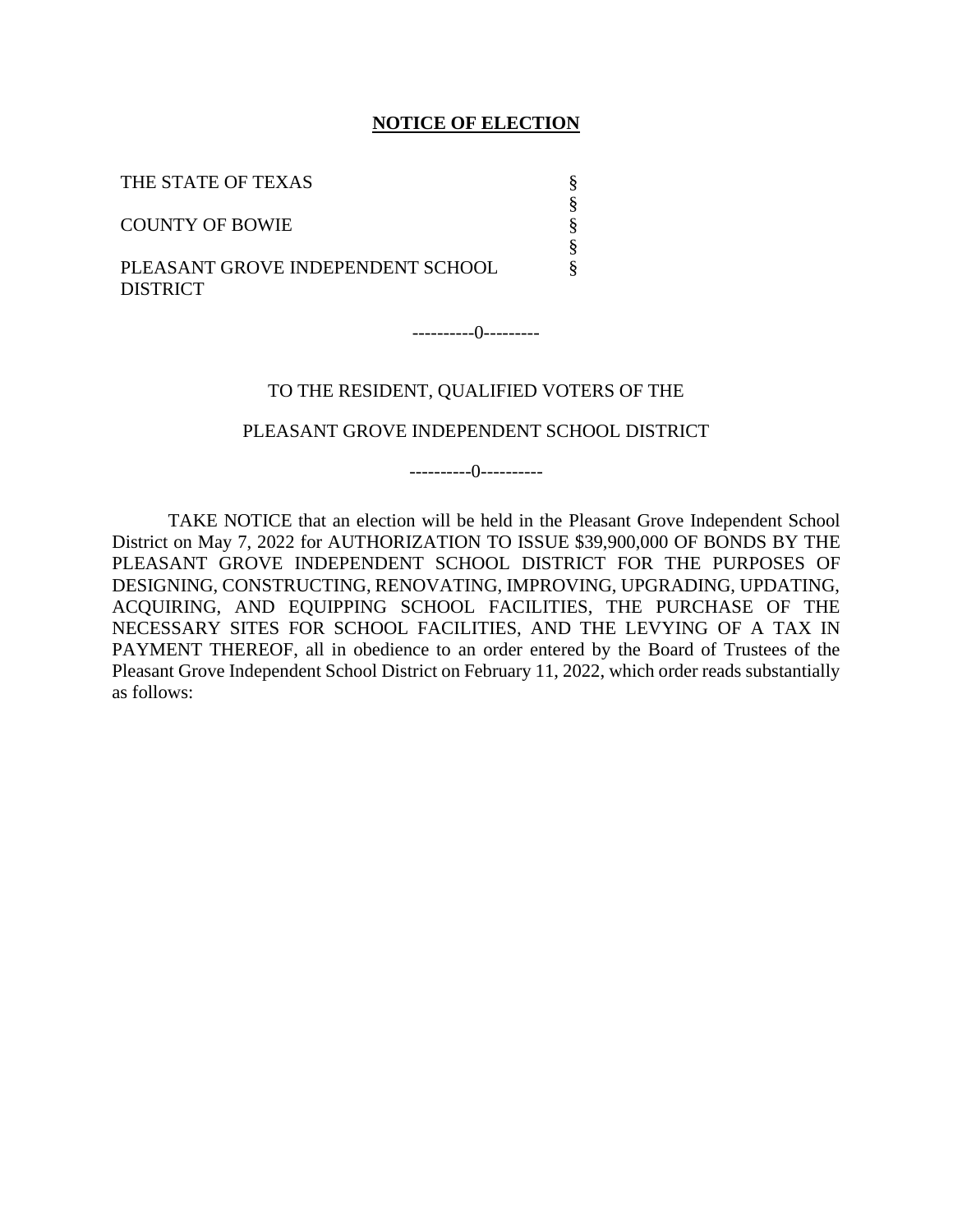**NOTICE OF ELECTION**

| | |
|---|---|
| THE STATE OF TEXAS | § |
| | § |
| COUNTY OF BOWIE | § |
| | § |
| PLEASANT GROVE INDEPENDENT SCHOOL DISTRICT | § |

----------0---------

TO THE RESIDENT, QUALIFIED VOTERS OF THE

PLEASANT GROVE INDEPENDENT SCHOOL DISTRICT

----------0----------

TAKE NOTICE that an election will be held in the Pleasant Grove Independent School District on May 7, 2022 for AUTHORIZATION TO ISSUE $39,900,000 OF BONDS BY THE PLEASANT GROVE INDEPENDENT SCHOOL DISTRICT FOR THE PURPOSES OF DESIGNING, CONSTRUCTING, RENOVATING, IMPROVING, UPGRADING, UPDATING, ACQUIRING, AND EQUIPPING SCHOOL FACILITIES, THE PURCHASE OF THE NECESSARY SITES FOR SCHOOL FACILITIES, AND THE LEVYING OF A TAX IN PAYMENT THEREOF, all in obedience to an order entered by the Board of Trustees of the Pleasant Grove Independent School District on February 11, 2022, which order reads substantially as follows: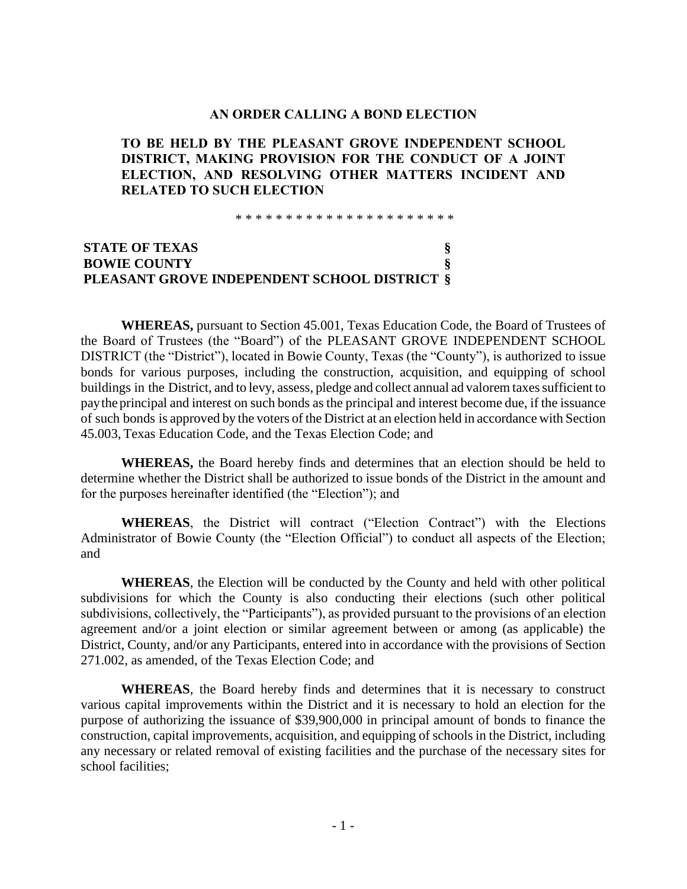**AN ORDER CALLING A BOND ELECTION**

**TO BE HELD BY THE PLEASANT GROVE INDEPENDENT SCHOOL DISTRICT, MAKING PROVISION FOR THE CONDUCT OF A JOINT ELECTION, AND RESOLVING OTHER MATTERS INCIDENT AND RELATED TO SUCH ELECTION**

\* \* \* \* \* \* \* \* \* \* \* \* \* \* \* \* \* \* \* \* \* \*

**STATE OF TEXAS §**
**BOWIE COUNTY §**
**PLEASANT GROVE INDEPENDENT SCHOOL DISTRICT §**

**WHEREAS,** pursuant to Section 45.001, Texas Education Code, the Board of Trustees of the Board of Trustees (the "Board") of the PLEASANT GROVE INDEPENDENT SCHOOL DISTRICT (the "District"), located in Bowie County, Texas (the "County"), is authorized to issue bonds for various purposes, including the construction, acquisition, and equipping of school buildings in the District, and to levy, assess, pledge and collect annual ad valorem taxes sufficient to pay the principal and interest on such bonds as the principal and interest become due, if the issuance of such bonds is approved by the voters of the District at an election held in accordance with Section 45.003, Texas Education Code, and the Texas Election Code; and

**WHEREAS,** the Board hereby finds and determines that an election should be held to determine whether the District shall be authorized to issue bonds of the District in the amount and for the purposes hereinafter identified (the "Election"); and

**WHEREAS**, the District will contract ("Election Contract") with the Elections Administrator of Bowie County (the "Election Official") to conduct all aspects of the Election; and

**WHEREAS**, the Election will be conducted by the County and held with other political subdivisions for which the County is also conducting their elections (such other political subdivisions, collectively, the "Participants"), as provided pursuant to the provisions of an election agreement and/or a joint election or similar agreement between or among (as applicable) the District, County, and/or any Participants, entered into in accordance with the provisions of Section 271.002, as amended, of the Texas Election Code; and

**WHEREAS**, the Board hereby finds and determines that it is necessary to construct various capital improvements within the District and it is necessary to hold an election for the purpose of authorizing the issuance of $39,900,000 in principal amount of bonds to finance the construction, capital improvements, acquisition, and equipping of schools in the District, including any necessary or related removal of existing facilities and the purchase of the necessary sites for school facilities;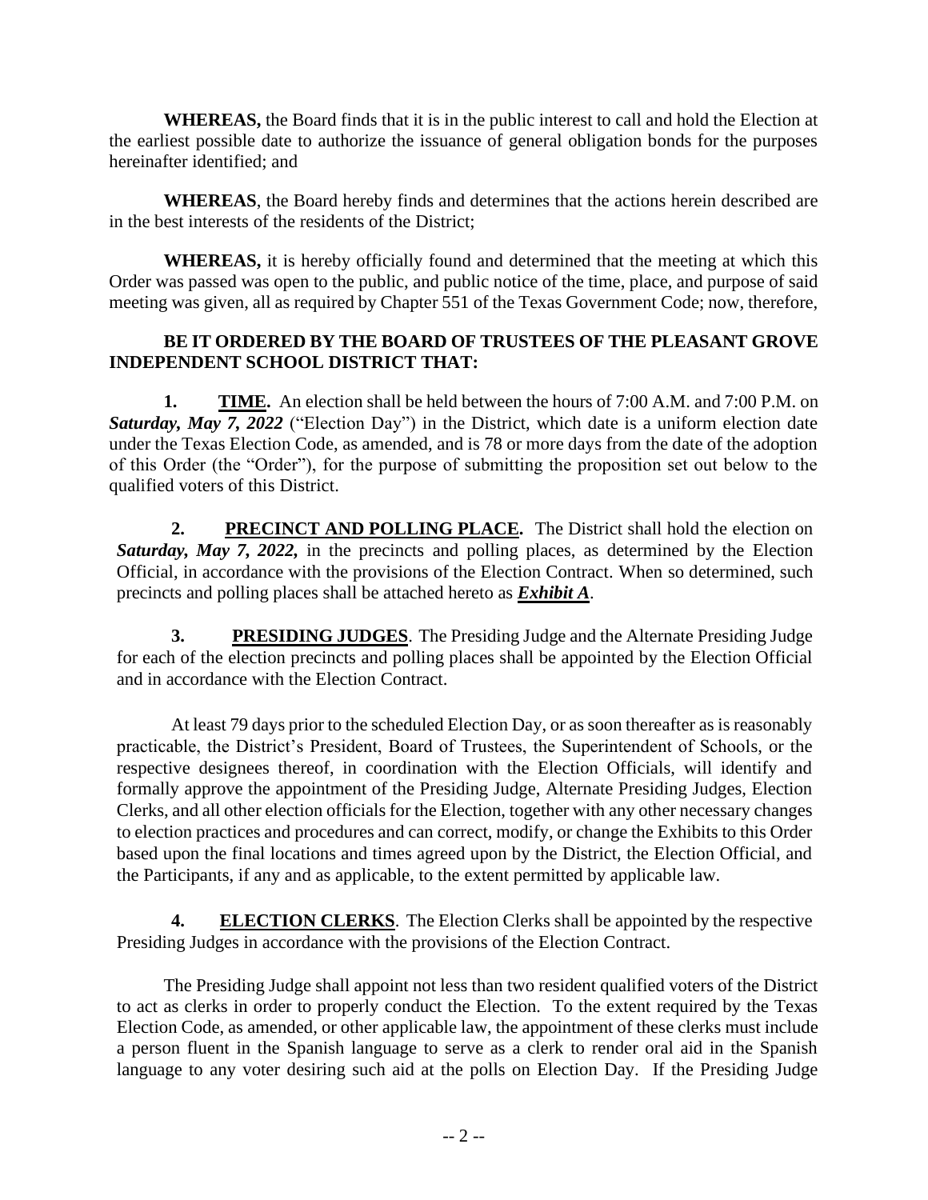**WHEREAS,** the Board finds that it is in the public interest to call and hold the Election at the earliest possible date to authorize the issuance of general obligation bonds for the purposes hereinafter identified; and

**WHEREAS**, the Board hereby finds and determines that the actions herein described are in the best interests of the residents of the District;

**WHEREAS,** it is hereby officially found and determined that the meeting at which this Order was passed was open to the public, and public notice of the time, place, and purpose of said meeting was given, all as required by Chapter 551 of the Texas Government Code; now, therefore,

**BE IT ORDERED BY THE BOARD OF TRUSTEES OF THE PLEASANT GROVE INDEPENDENT SCHOOL DISTRICT THAT:**

**1. TIME.** An election shall be held between the hours of 7:00 A.M. and 7:00 P.M. on ***Saturday, May 7, 2022*** ("Election Day") in the District, which date is a uniform election date under the Texas Election Code, as amended, and is 78 or more days from the date of the adoption of this Order (the "Order"), for the purpose of submitting the proposition set out below to the qualified voters of this District.

**2. PRECINCT AND POLLING PLACE.** The District shall hold the election on ***Saturday, May 7, 2022,*** in the precincts and polling places, as determined by the Election Official, in accordance with the provisions of the Election Contract. When so determined, such precincts and polling places shall be attached hereto as ***Exhibit A***.

**3. PRESIDING JUDGES**. The Presiding Judge and the Alternate Presiding Judge for each of the election precincts and polling places shall be appointed by the Election Official and in accordance with the Election Contract.

At least 79 days prior to the scheduled Election Day, or as soon thereafter as is reasonably practicable, the District's President, Board of Trustees, the Superintendent of Schools, or the respective designees thereof, in coordination with the Election Officials, will identify and formally approve the appointment of the Presiding Judge, Alternate Presiding Judges, Election Clerks, and all other election officials for the Election, together with any other necessary changes to election practices and procedures and can correct, modify, or change the Exhibits to this Order based upon the final locations and times agreed upon by the District, the Election Official, and the Participants, if any and as applicable, to the extent permitted by applicable law.

**4. ELECTION CLERKS**. The Election Clerks shall be appointed by the respective Presiding Judges in accordance with the provisions of the Election Contract.

The Presiding Judge shall appoint not less than two resident qualified voters of the District to act as clerks in order to properly conduct the Election. To the extent required by the Texas Election Code, as amended, or other applicable law, the appointment of these clerks must include a person fluent in the Spanish language to serve as a clerk to render oral aid in the Spanish language to any voter desiring such aid at the polls on Election Day. If the Presiding Judge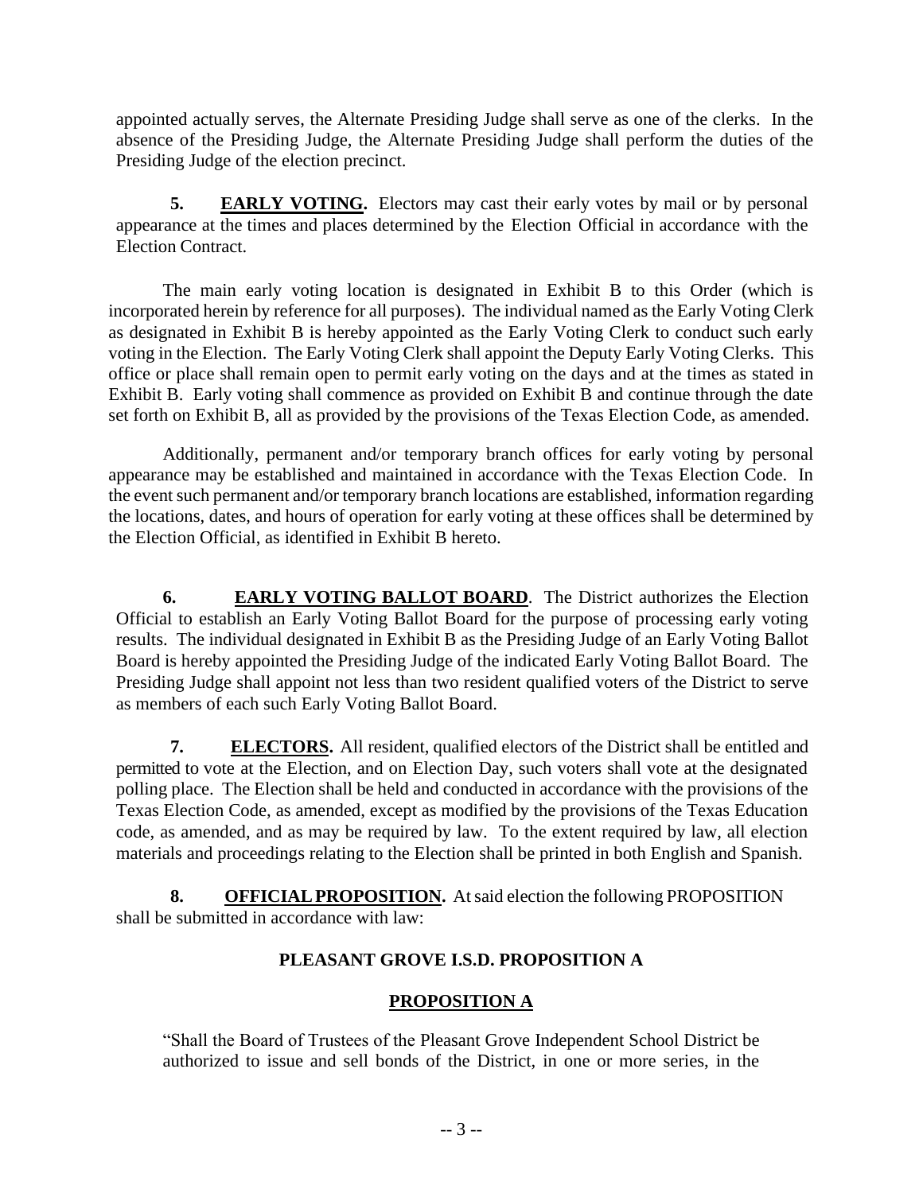appointed actually serves, the Alternate Presiding Judge shall serve as one of the clerks. In the absence of the Presiding Judge, the Alternate Presiding Judge shall perform the duties of the Presiding Judge of the election precinct.

**5. EARLY VOTING.** Electors may cast their early votes by mail or by personal appearance at the times and places determined by the Election Official in accordance with the Election Contract.

The main early voting location is designated in Exhibit B to this Order (which is incorporated herein by reference for all purposes). The individual named as the Early Voting Clerk as designated in Exhibit B is hereby appointed as the Early Voting Clerk to conduct such early voting in the Election. The Early Voting Clerk shall appoint the Deputy Early Voting Clerks. This office or place shall remain open to permit early voting on the days and at the times as stated in Exhibit B. Early voting shall commence as provided on Exhibit B and continue through the date set forth on Exhibit B, all as provided by the provisions of the Texas Election Code, as amended.

Additionally, permanent and/or temporary branch offices for early voting by personal appearance may be established and maintained in accordance with the Texas Election Code. In the event such permanent and/or temporary branch locations are established, information regarding the locations, dates, and hours of operation for early voting at these offices shall be determined by the Election Official, as identified in Exhibit B hereto.

**6. EARLY VOTING BALLOT BOARD**. The District authorizes the Election Official to establish an Early Voting Ballot Board for the purpose of processing early voting results. The individual designated in Exhibit B as the Presiding Judge of an Early Voting Ballot Board is hereby appointed the Presiding Judge of the indicated Early Voting Ballot Board. The Presiding Judge shall appoint not less than two resident qualified voters of the District to serve as members of each such Early Voting Ballot Board.

**7. ELECTORS.** All resident, qualified electors of the District shall be entitled and permitted to vote at the Election, and on Election Day, such voters shall vote at the designated polling place. The Election shall be held and conducted in accordance with the provisions of the Texas Election Code, as amended, except as modified by the provisions of the Texas Education code, as amended, and as may be required by law. To the extent required by law, all election materials and proceedings relating to the Election shall be printed in both English and Spanish.

**8. OFFICIAL PROPOSITION.** At said election the following PROPOSITION shall be submitted in accordance with law:

**PLEASANT GROVE I.S.D. PROPOSITION A**

**PROPOSITION A**

"Shall the Board of Trustees of the Pleasant Grove Independent School District be authorized to issue and sell bonds of the District, in one or more series, in the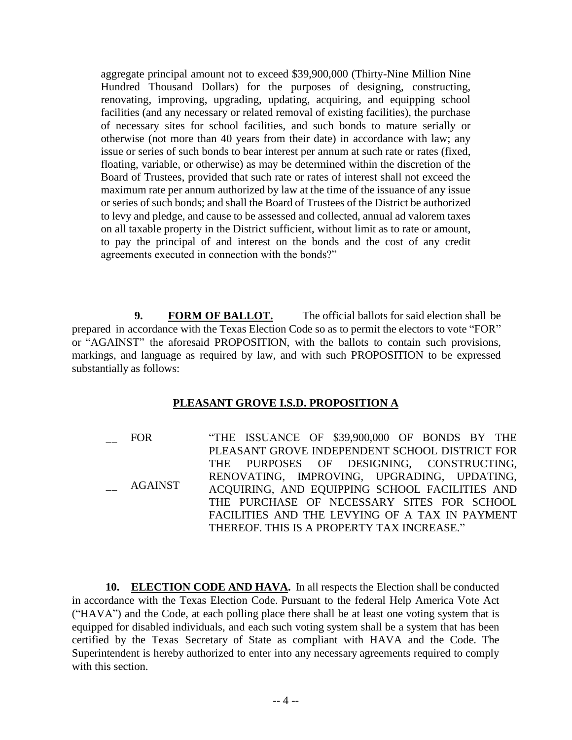aggregate principal amount not to exceed $39,900,000 (Thirty-Nine Million Nine Hundred Thousand Dollars) for the purposes of designing, constructing, renovating, improving, upgrading, updating, acquiring, and equipping school facilities (and any necessary or related removal of existing facilities), the purchase of necessary sites for school facilities, and such bonds to mature serially or otherwise (not more than 40 years from their date) in accordance with law; any issue or series of such bonds to bear interest per annum at such rate or rates (fixed, floating, variable, or otherwise) as may be determined within the discretion of the Board of Trustees, provided that such rate or rates of interest shall not exceed the maximum rate per annum authorized by law at the time of the issuance of any issue or series of such bonds; and shall the Board of Trustees of the District be authorized to levy and pledge, and cause to be assessed and collected, annual ad valorem taxes on all taxable property in the District sufficient, without limit as to rate or amount, to pay the principal of and interest on the bonds and the cost of any credit agreements executed in connection with the bonds?"

**9. FORM OF BALLOT.** The official ballots for said election shall be prepared in accordance with the Texas Election Code so as to permit the electors to vote "FOR" or "AGAINST" the aforesaid PROPOSITION, with the ballots to contain such provisions, markings, and language as required by law, and with such PROPOSITION to be expressed substantially as follows:

**PLEASANT GROVE I.S.D. PROPOSITION A**

__ FOR

__ AGAINST

"THE ISSUANCE OF $39,900,000 OF BONDS BY THE PLEASANT GROVE INDEPENDENT SCHOOL DISTRICT FOR THE PURPOSES OF DESIGNING, CONSTRUCTING, RENOVATING, IMPROVING, UPGRADING, UPDATING, ACQUIRING, AND EQUIPPING SCHOOL FACILITIES AND THE PURCHASE OF NECESSARY SITES FOR SCHOOL FACILITIES AND THE LEVYING OF A TAX IN PAYMENT THEREOF. THIS IS A PROPERTY TAX INCREASE."

**10. ELECTION CODE AND HAVA.** In all respects the Election shall be conducted in accordance with the Texas Election Code. Pursuant to the federal Help America Vote Act ("HAVA") and the Code, at each polling place there shall be at least one voting system that is equipped for disabled individuals, and each such voting system shall be a system that has been certified by the Texas Secretary of State as compliant with HAVA and the Code. The Superintendent is hereby authorized to enter into any necessary agreements required to comply with this section.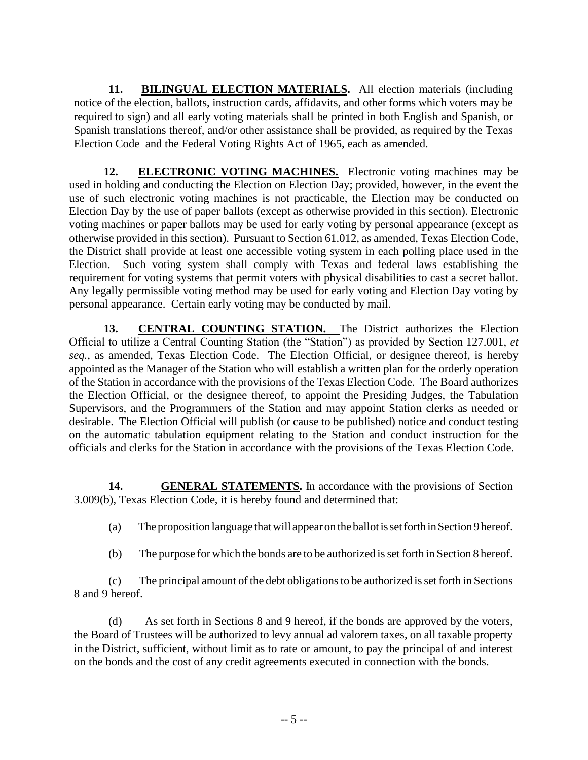**11. BILINGUAL ELECTION MATERIALS.** All election materials (including notice of the election, ballots, instruction cards, affidavits, and other forms which voters may be required to sign) and all early voting materials shall be printed in both English and Spanish, or Spanish translations thereof, and/or other assistance shall be provided, as required by the Texas Election Code and the Federal Voting Rights Act of 1965, each as amended.

**12. ELECTRONIC VOTING MACHINES.** Electronic voting machines may be used in holding and conducting the Election on Election Day; provided, however, in the event the use of such electronic voting machines is not practicable, the Election may be conducted on Election Day by the use of paper ballots (except as otherwise provided in this section). Electronic voting machines or paper ballots may be used for early voting by personal appearance (except as otherwise provided in this section). Pursuant to Section 61.012, as amended, Texas Election Code, the District shall provide at least one accessible voting system in each polling place used in the Election. Such voting system shall comply with Texas and federal laws establishing the requirement for voting systems that permit voters with physical disabilities to cast a secret ballot. Any legally permissible voting method may be used for early voting and Election Day voting by personal appearance. Certain early voting may be conducted by mail.

**13. CENTRAL COUNTING STATION.** The District authorizes the Election Official to utilize a Central Counting Station (the "Station") as provided by Section 127.001, *et seq.*, as amended, Texas Election Code. The Election Official, or designee thereof, is hereby appointed as the Manager of the Station who will establish a written plan for the orderly operation of the Station in accordance with the provisions of the Texas Election Code. The Board authorizes the Election Official, or the designee thereof, to appoint the Presiding Judges, the Tabulation Supervisors, and the Programmers of the Station and may appoint Station clerks as needed or desirable. The Election Official will publish (or cause to be published) notice and conduct testing on the automatic tabulation equipment relating to the Station and conduct instruction for the officials and clerks for the Station in accordance with the provisions of the Texas Election Code.

**14. GENERAL STATEMENTS.** In accordance with the provisions of Section 3.009(b), Texas Election Code, it is hereby found and determined that:

(a) The proposition language that will appear on the ballot is set forth in Section 9 hereof.

(b) The purpose for which the bonds are to be authorized is set forth in Section 8 hereof.

(c) The principal amount of the debt obligations to be authorized is set forth in Sections 8 and 9 hereof.

(d) As set forth in Sections 8 and 9 hereof, if the bonds are approved by the voters, the Board of Trustees will be authorized to levy annual ad valorem taxes, on all taxable property in the District, sufficient, without limit as to rate or amount, to pay the principal of and interest on the bonds and the cost of any credit agreements executed in connection with the bonds.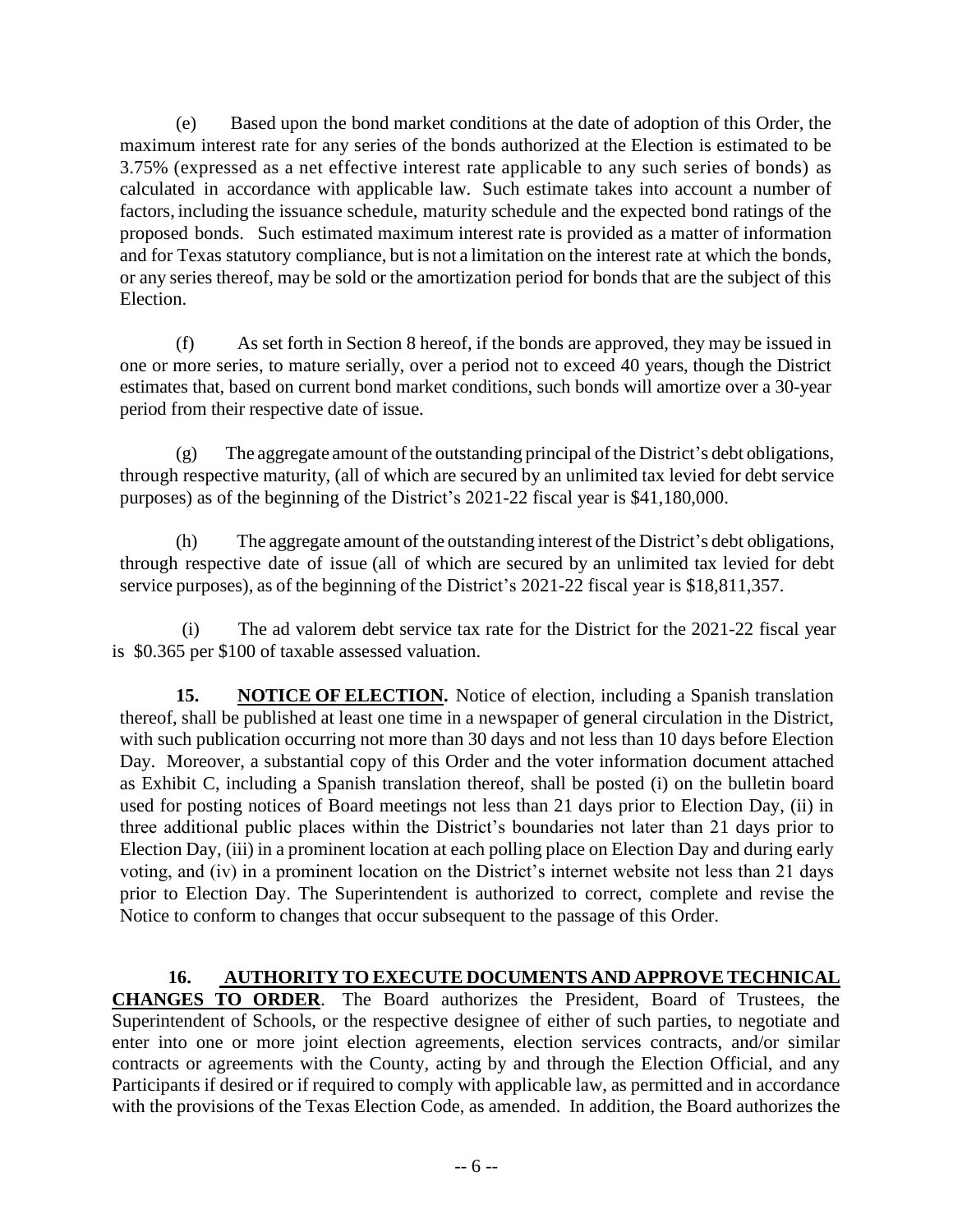(e) Based upon the bond market conditions at the date of adoption of this Order, the maximum interest rate for any series of the bonds authorized at the Election is estimated to be 3.75% (expressed as a net effective interest rate applicable to any such series of bonds) as calculated in accordance with applicable law. Such estimate takes into account a number of factors, including the issuance schedule, maturity schedule and the expected bond ratings of the proposed bonds. Such estimated maximum interest rate is provided as a matter of information and for Texas statutory compliance, but is not a limitation on the interest rate at which the bonds, or any series thereof, may be sold or the amortization period for bonds that are the subject of this Election.

(f) As set forth in Section 8 hereof, if the bonds are approved, they may be issued in one or more series, to mature serially, over a period not to exceed 40 years, though the District estimates that, based on current bond market conditions, such bonds will amortize over a 30-year period from their respective date of issue.

(g) The aggregate amount of the outstanding principal of the District's debt obligations, through respective maturity, (all of which are secured by an unlimited tax levied for debt service purposes) as of the beginning of the District's 2021-22 fiscal year is $41,180,000.

(h) The aggregate amount of the outstanding interest of the District's debt obligations, through respective date of issue (all of which are secured by an unlimited tax levied for debt service purposes), as of the beginning of the District's 2021-22 fiscal year is $18,811,357.

(i) The ad valorem debt service tax rate for the District for the 2021-22 fiscal year is $0.365 per $100 of taxable assessed valuation.

**15. NOTICE OF ELECTION.** Notice of election, including a Spanish translation thereof, shall be published at least one time in a newspaper of general circulation in the District, with such publication occurring not more than 30 days and not less than 10 days before Election Day. Moreover, a substantial copy of this Order and the voter information document attached as Exhibit C, including a Spanish translation thereof, shall be posted (i) on the bulletin board used for posting notices of Board meetings not less than 21 days prior to Election Day, (ii) in three additional public places within the District's boundaries not later than 21 days prior to Election Day, (iii) in a prominent location at each polling place on Election Day and during early voting, and (iv) in a prominent location on the District's internet website not less than 21 days prior to Election Day. The Superintendent is authorized to correct, complete and revise the Notice to conform to changes that occur subsequent to the passage of this Order.

**16. AUTHORITY TO EXECUTE DOCUMENTS AND APPROVE TECHNICAL CHANGES TO ORDER**. The Board authorizes the President, Board of Trustees, the Superintendent of Schools, or the respective designee of either of such parties, to negotiate and enter into one or more joint election agreements, election services contracts, and/or similar contracts or agreements with the County, acting by and through the Election Official, and any Participants if desired or if required to comply with applicable law, as permitted and in accordance with the provisions of the Texas Election Code, as amended. In addition, the Board authorizes the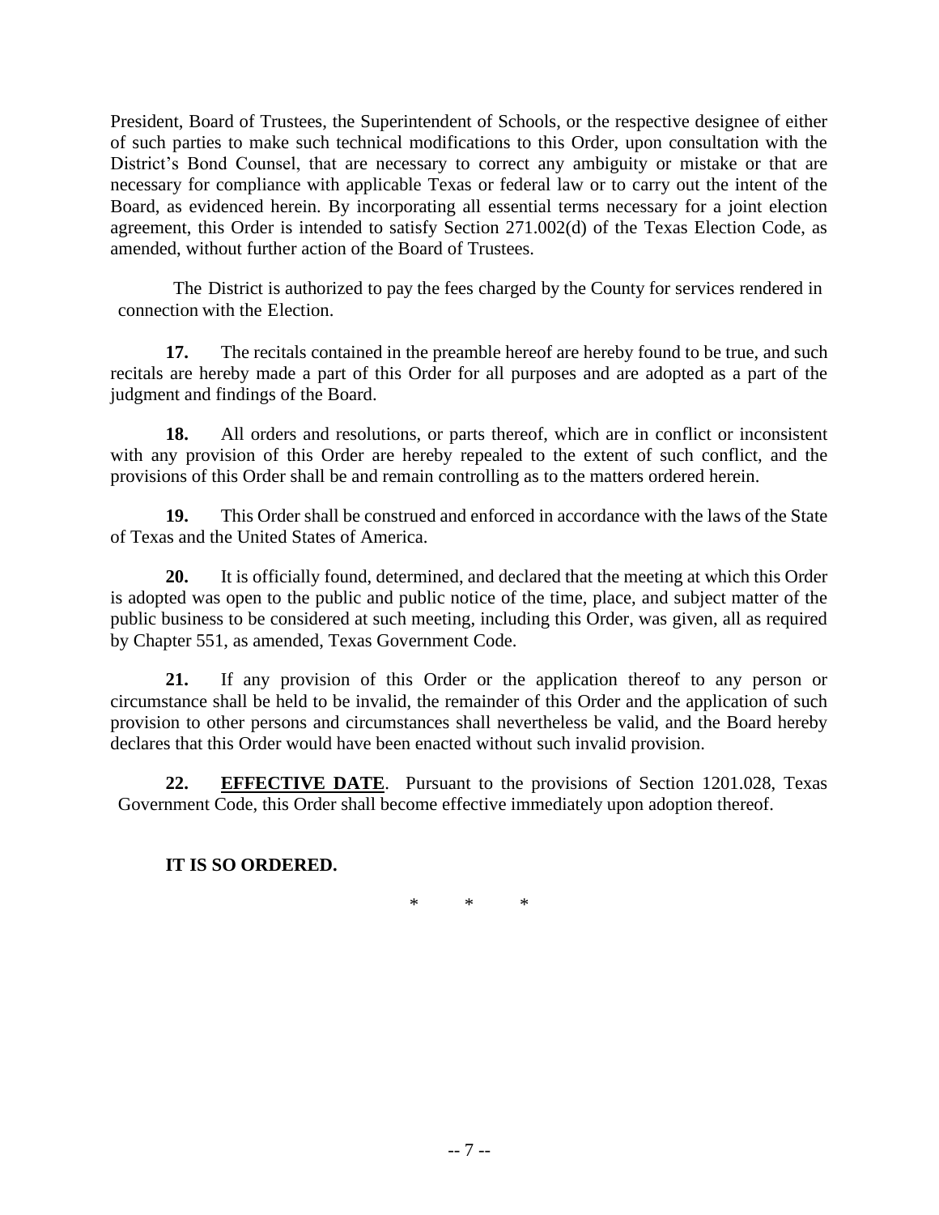President, Board of Trustees, the Superintendent of Schools, or the respective designee of either of such parties to make such technical modifications to this Order, upon consultation with the District's Bond Counsel, that are necessary to correct any ambiguity or mistake or that are necessary for compliance with applicable Texas or federal law or to carry out the intent of the Board, as evidenced herein. By incorporating all essential terms necessary for a joint election agreement, this Order is intended to satisfy Section 271.002(d) of the Texas Election Code, as amended, without further action of the Board of Trustees.

The District is authorized to pay the fees charged by the County for services rendered in connection with the Election.

**17.** The recitals contained in the preamble hereof are hereby found to be true, and such recitals are hereby made a part of this Order for all purposes and are adopted as a part of the judgment and findings of the Board.

**18.** All orders and resolutions, or parts thereof, which are in conflict or inconsistent with any provision of this Order are hereby repealed to the extent of such conflict, and the provisions of this Order shall be and remain controlling as to the matters ordered herein.

**19.** This Order shall be construed and enforced in accordance with the laws of the State of Texas and the United States of America.

**20.** It is officially found, determined, and declared that the meeting at which this Order is adopted was open to the public and public notice of the time, place, and subject matter of the public business to be considered at such meeting, including this Order, was given, all as required by Chapter 551, as amended, Texas Government Code.

**21.** If any provision of this Order or the application thereof to any person or circumstance shall be held to be invalid, the remainder of this Order and the application of such provision to other persons and circumstances shall nevertheless be valid, and the Board hereby declares that this Order would have been enacted without such invalid provision.

**22.** **<u>EFFECTIVE DATE</u>**. Pursuant to the provisions of Section 1201.028, Texas Government Code, this Order shall become effective immediately upon adoption thereof.

**IT IS SO ORDERED.**

\* \* \*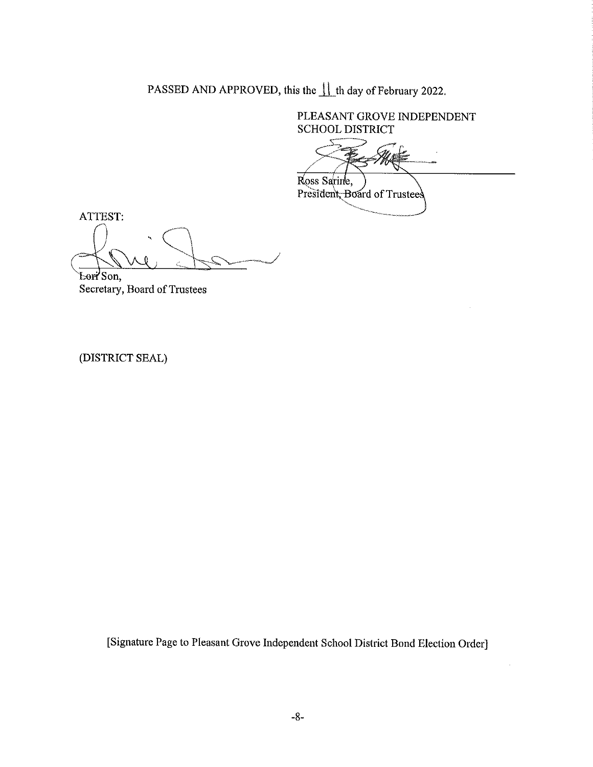PASSED AND APPROVED, this the 11 th day of February 2022.

PLEASANT GROVE INDEPENDENT
SCHOOL DISTRICT

Ross Sarine,
President, Board of Trustees

ATTEST:

Lori Son,
Secretary, Board of Trustees

(DISTRICT SEAL)

[Signature Page to Pleasant Grove Independent School District Bond Election Order]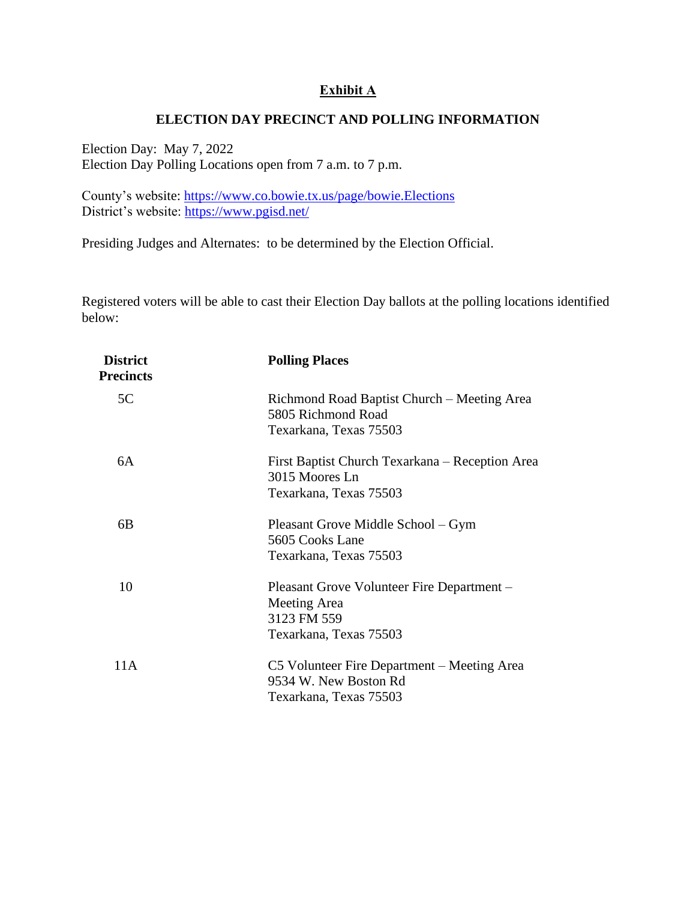# Exhibit A

## ELECTION DAY PRECINCT AND POLLING INFORMATION

Election Day: May 7, 2022
Election Day Polling Locations open from 7 a.m. to 7 p.m.

County's website: https://www.co.bowie.tx.us/page/bowie.Elections
District's website: https://www.pgisd.net/

Presiding Judges and Alternates: to be determined by the Election Official.

Registered voters will be able to cast their Election Day ballots at the polling locations identified below:

| District Precincts | Polling Places |
|---|---|
| 5C | Richmond Road Baptist Church – Meeting Area<br>5805 Richmond Road<br>Texarkana, Texas 75503 |
| 6A | First Baptist Church Texarkana – Reception Area<br>3015 Moores Ln<br>Texarkana, Texas 75503 |
| 6B | Pleasant Grove Middle School – Gym<br>5605 Cooks Lane<br>Texarkana, Texas 75503 |
| 10 | Pleasant Grove Volunteer Fire Department – Meeting Area<br>3123 FM 559<br>Texarkana, Texas 75503 |
| 11A | C5 Volunteer Fire Department – Meeting Area<br>9534 W. New Boston Rd<br>Texarkana, Texas 75503 |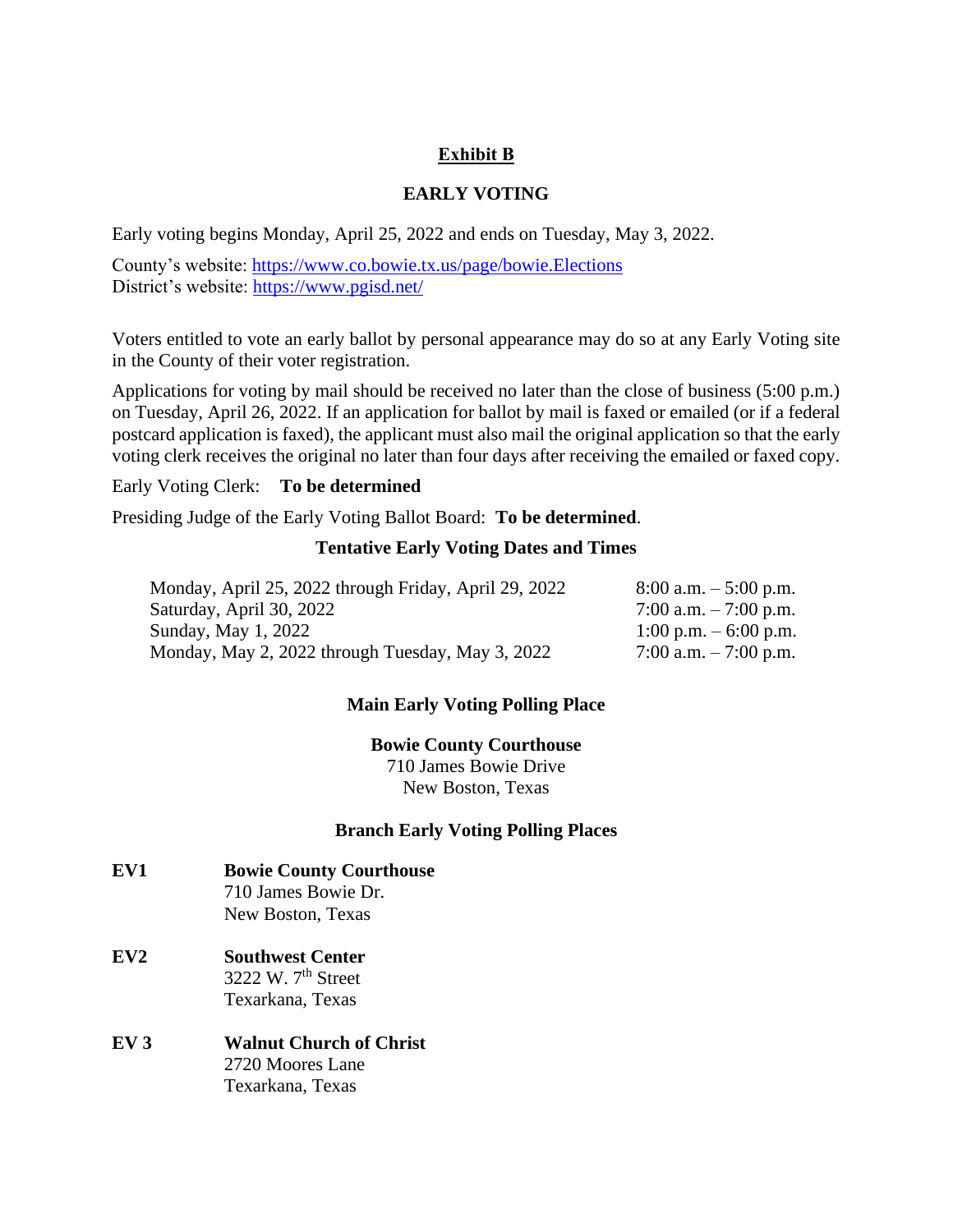# Exhibit B

## EARLY VOTING

Early voting begins Monday, April 25, 2022 and ends on Tuesday, May 3, 2022.

County's website: https://www.co.bowie.tx.us/page/bowie.Elections
District's website: https://www.pgisd.net/

Voters entitled to vote an early ballot by personal appearance may do so at any Early Voting site in the County of their voter registration.

Applications for voting by mail should be received no later than the close of business (5:00 p.m.) on Tuesday, April 26, 2022. If an application for ballot by mail is faxed or emailed (or if a federal postcard application is faxed), the applicant must also mail the original application so that the early voting clerk receives the original no later than four days after receiving the emailed or faxed copy.

Early Voting Clerk: **To be determined**

Presiding Judge of the Early Voting Ballot Board: **To be determined**.

### Tentative Early Voting Dates and Times

| | |
|---|---|
| Monday, April 25, 2022 through Friday, April 29, 2022 | 8:00 a.m. – 5:00 p.m. |
| Saturday, April 30, 2022 | 7:00 a.m. – 7:00 p.m. |
| Sunday, May 1, 2022 | 1:00 p.m. – 6:00 p.m. |
| Monday, May 2, 2022 through Tuesday, May 3, 2022 | 7:00 a.m. – 7:00 p.m. |

### Main Early Voting Polling Place

**Bowie County Courthouse**
710 James Bowie Drive
New Boston, Texas

### Branch Early Voting Polling Places

**EV1** — **Bowie County Courthouse**
710 James Bowie Dr.
New Boston, Texas

**EV2** — **Southwest Center**
3222 W. 7th Street
Texarkana, Texas

**EV 3** — **Walnut Church of Christ**
2720 Moores Lane
Texarkana, Texas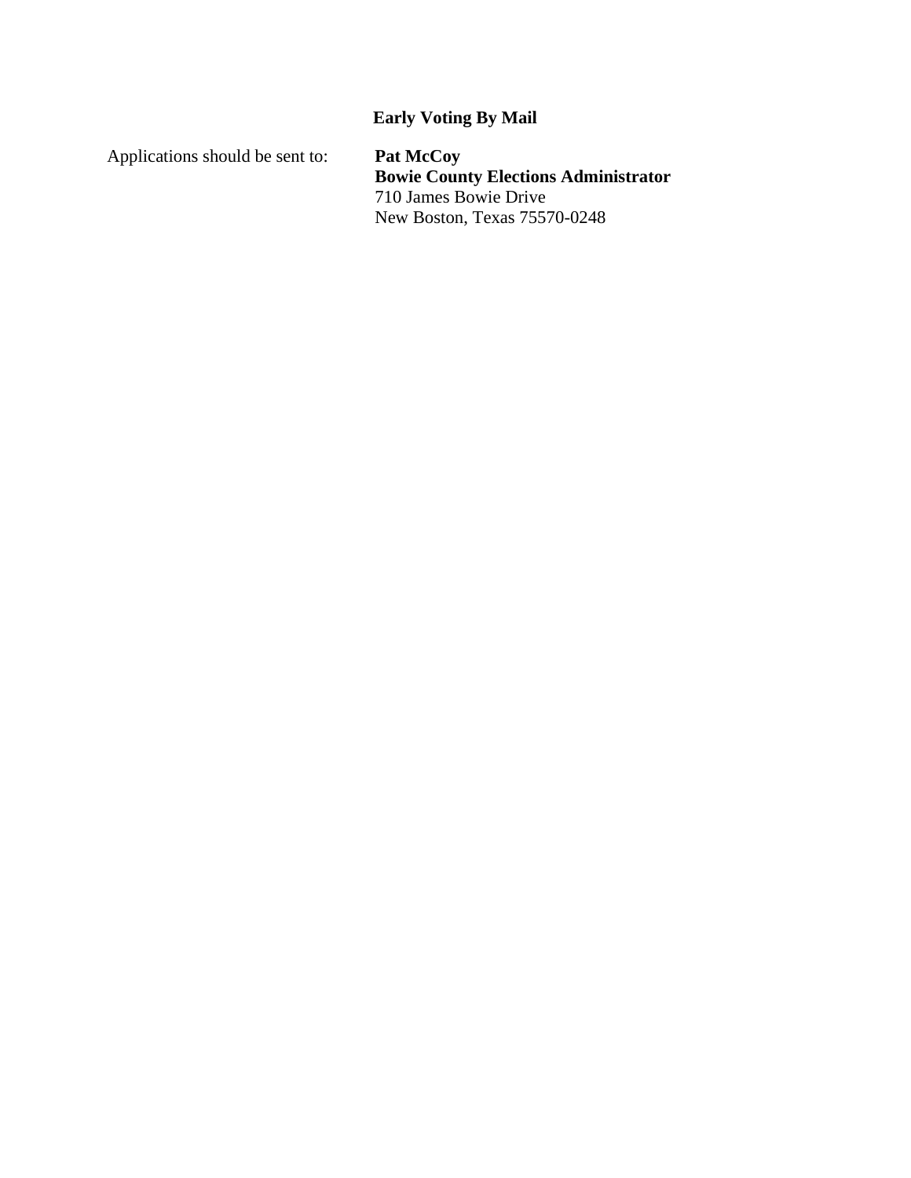## Early Voting By Mail

Applications should be sent to:

**Pat McCoy**
**Bowie County Elections Administrator**
710 James Bowie Drive
New Boston, Texas 75570-0248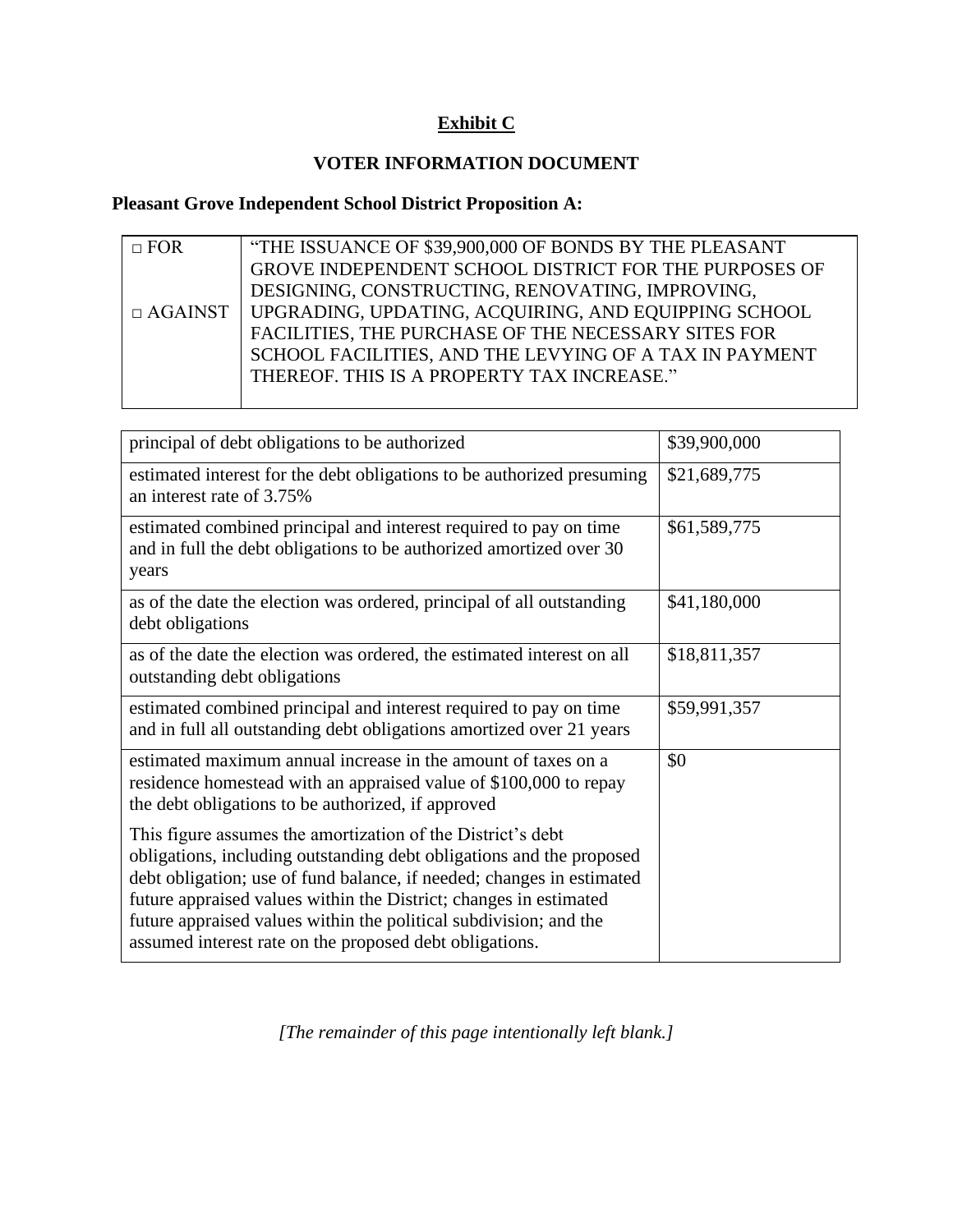**Exhibit C**

**VOTER INFORMATION DOCUMENT**

**Pleasant Grove Independent School District Proposition A:**

| | |
|---|---|
| □ FOR<br><br>□ AGAINST | "THE ISSUANCE OF $39,900,000 OF BONDS BY THE PLEASANT GROVE INDEPENDENT SCHOOL DISTRICT FOR THE PURPOSES OF DESIGNING, CONSTRUCTING, RENOVATING, IMPROVING, UPGRADING, UPDATING, ACQUIRING, AND EQUIPPING SCHOOL FACILITIES, THE PURCHASE OF THE NECESSARY SITES FOR SCHOOL FACILITIES, AND THE LEVYING OF A TAX IN PAYMENT THEREOF. THIS IS A PROPERTY TAX INCREASE." |

| | |
|---|---|
| principal of debt obligations to be authorized | $39,900,000 |
| estimated interest for the debt obligations to be authorized presuming an interest rate of 3.75% | $21,689,775 |
| estimated combined principal and interest required to pay on time and in full the debt obligations to be authorized amortized over 30 years | $61,589,775 |
| as of the date the election was ordered, principal of all outstanding debt obligations | $41,180,000 |
| as of the date the election was ordered, the estimated interest on all outstanding debt obligations | $18,811,357 |
| estimated combined principal and interest required to pay on time and in full all outstanding debt obligations amortized over 21 years | $59,991,357 |
| estimated maximum annual increase in the amount of taxes on a residence homestead with an appraised value of $100,000 to repay the debt obligations to be authorized, if approved<br><br>This figure assumes the amortization of the District's debt obligations, including outstanding debt obligations and the proposed debt obligation; use of fund balance, if needed; changes in estimated future appraised values within the District; changes in estimated future appraised values within the political subdivision; and the assumed interest rate on the proposed debt obligations. | $0 |

*[The remainder of this page intentionally left blank.]*